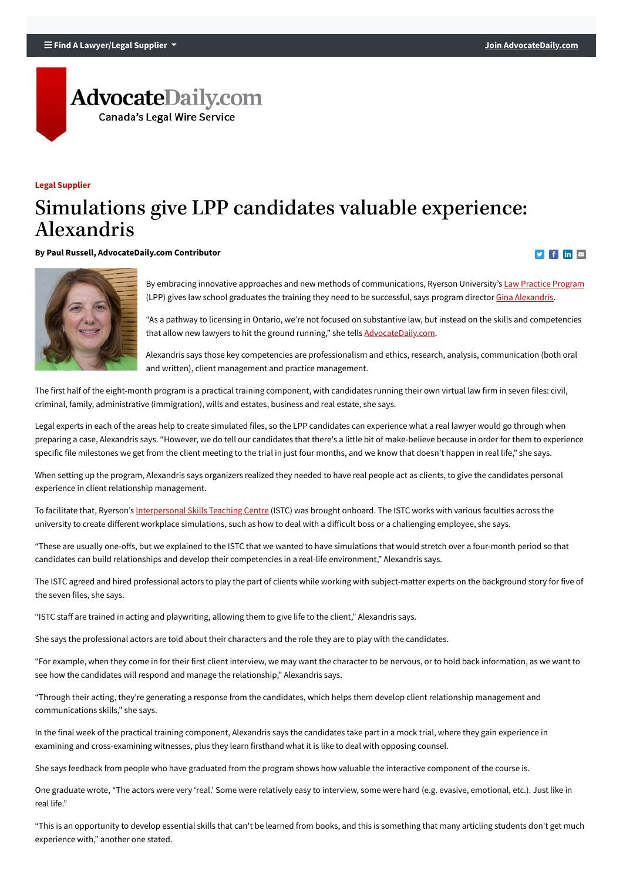Legal Supplier

# Simulations give LPP candidates valuable experience: Alexandris

**By Paul Russell, AdvocateDaily.com Contributor**

By embracing innovative approaches and new methods of communications, Ryerson University's Law Practice Program (LPP) gives law school graduates the training they need to be successful, says program director Gina Alexandris.

"As a pathway to licensing in Ontario, we're not focused on substantive law, but instead on the skills and competencies that allow new lawyers to hit the ground running," she tells AdvocateDaily.com.

Alexandris says those key competencies are professionalism and ethics, research, analysis, communication (both oral and written), client management and practice management.

The first half of the eight-month program is a practical training component, with candidates running their own virtual law firm in seven files: civil, criminal, family, administrative (immigration), wills and estates, business and real estate, she says.

Legal experts in each of the areas help to create simulated files, so the LPP candidates can experience what a real lawyer would go through when preparing a case, Alexandris says. "However, we do tell our candidates that there's a little bit of make-believe because in order for them to experience specific file milestones we get from the client meeting to the trial in just four months, and we know that doesn't happen in real life," she says.

When setting up the program, Alexandris says organizers realized they needed to have real people act as clients, to give the candidates personal experience in client relationship management.

To facilitate that, Ryerson's Interpersonal Skills Teaching Centre (ISTC) was brought onboard. The ISTC works with various faculties across the university to create different workplace simulations, such as how to deal with a difficult boss or a challenging employee, she says.

"These are usually one-offs, but we explained to the ISTC that we wanted to have simulations that would stretch over a four-month period so that candidates can build relationships and develop their competencies in a real-life environment," Alexandris says.

The ISTC agreed and hired professional actors to play the part of clients while working with subject-matter experts on the background story for five of the seven files, she says.

"ISTC staff are trained in acting and playwriting, allowing them to give life to the client," Alexandris says.

She says the professional actors are told about their characters and the role they are to play with the candidates.

"For example, when they come in for their first client interview, we may want the character to be nervous, or to hold back information, as we want to see how the candidates will respond and manage the relationship," Alexandris says.

"Through their acting, they're generating a response from the candidates, which helps them develop client relationship management and communications skills," she says.

In the final week of the practical training component, Alexandris says the candidates take part in a mock trial, where they gain experience in examining and cross-examining witnesses, plus they learn firsthand what it is like to deal with opposing counsel.

She says feedback from people who have graduated from the program shows how valuable the interactive component of the course is.

One graduate wrote, "The actors were very 'real.' Some were relatively easy to interview, some were hard (e.g. evasive, emotional, etc.). Just like in real life."

"This is an opportunity to develop essential skills that can't be learned from books, and this is something that many articling students don't get much experience with," another one stated.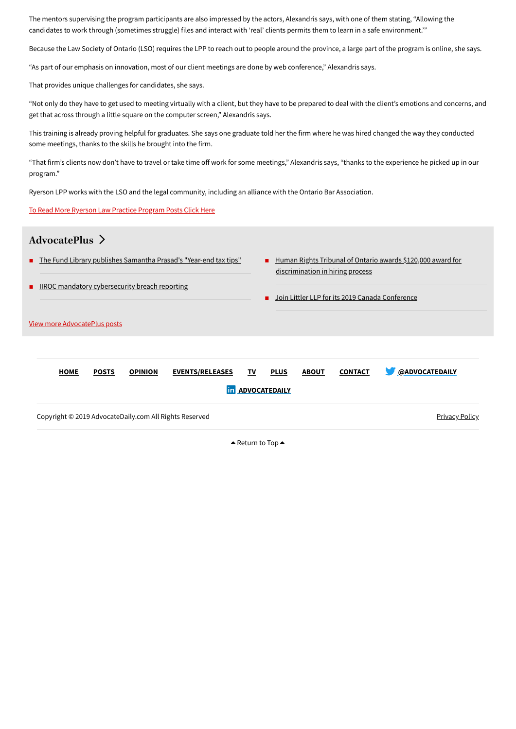The mentors supervising the program participants are also impressed by the actors, Alexandris says, with one of them stating, "Allowing the candidates to work through (sometimes struggle) files and interact with 'real' clients permits them to learn in a safe environment.'"

Because the Law Society of Ontario (LSO) requires the LPP to reach out to people around the province, a large part of the program is online, she says.

"As part of our emphasis on innovation, most of our client meetings are done by web conference," Alexandris says.

That provides unique challenges for candidates, she says.

"Not only do they have to get used to meeting virtually with a client, but they have to be prepared to deal with the client's emotions and concerns, and get that across through a little square on the computer screen," Alexandris says.

This training is already proving helpful for graduates. She says one graduate told her the firm where he was hired changed the way they conducted some meetings, thanks to the skills he brought into the firm.

"That firm's clients now don't have to travel or take time off work for some meetings," Alexandris says, "thanks to the experience he picked up in our program."

Ryerson LPP works with the LSO and the legal community, including an alliance with the Ontario Bar Association.

To Read More Ryerson Law Practice Program Posts Click Here

## AdvocatePlus

- The Fund Library publishes Samantha Prasad's "Year-end tax tips"
- IIROC mandatory cybersecurity breach reporting
- Human Rights Tribunal of Ontario awards $120,000 award for discrimination in hiring process
- Join Littler LLP for its 2019 Canada Conference

View more AdvocatePlus posts

HOME | POSTS | OPINION | EVENTS/RELEASES | TV | PLUS | ABOUT | CONTACT | @ADVOCATEDAILY | ADVOCATEDAILY

Copyright © 2019 AdvocateDaily.com All Rights Reserved

Privacy Policy

Return to Top